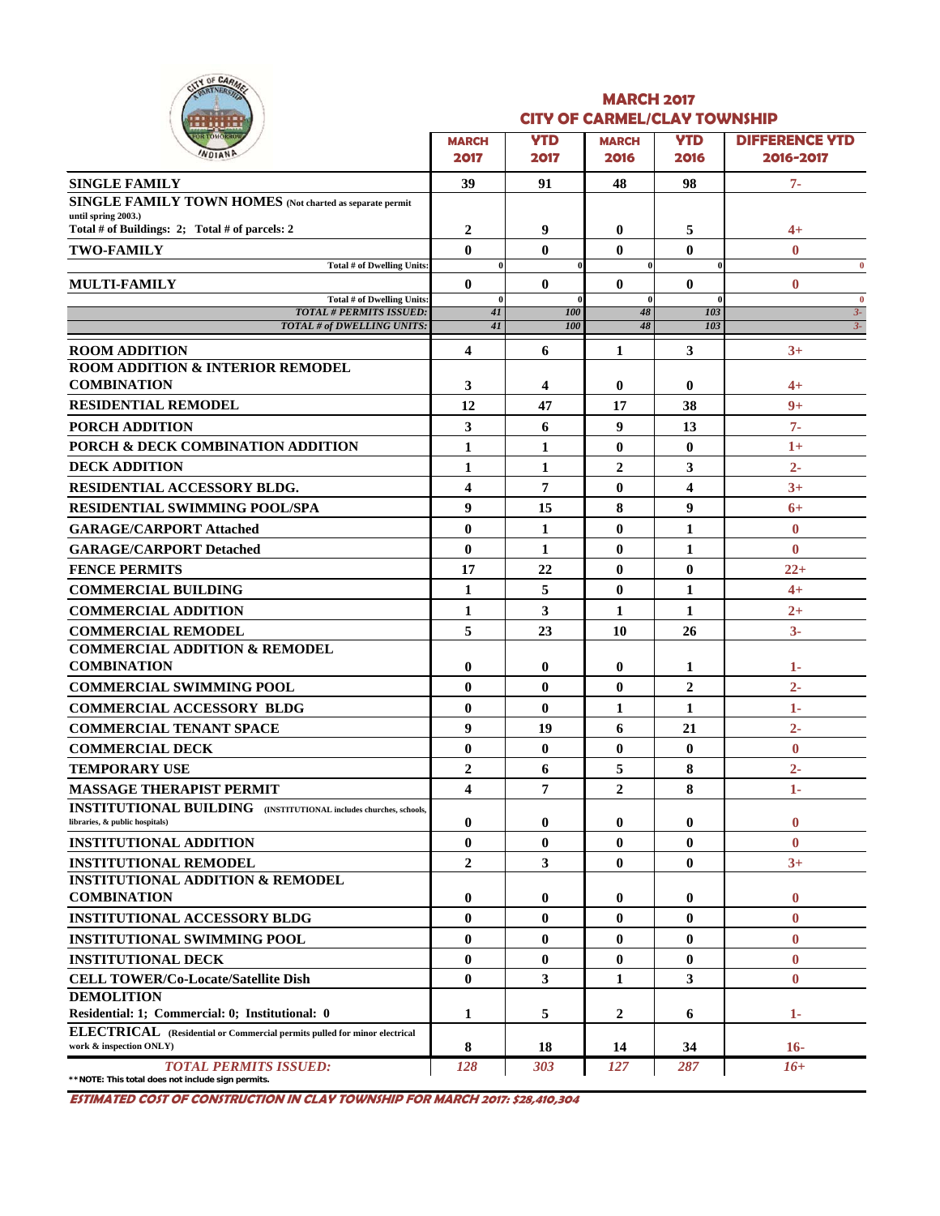## MARCH 2017
## CITY OF CARMEL/CLAY TOWNSHIP

| | MARCH 2017 | YTD 2017 | MARCH 2016 | YTD 2016 | DIFFERENCE YTD 2016-2017 |
|---|---|---|---|---|---|
| **SINGLE FAMILY** | **39** | **91** | **48** | **98** | **7-** |
| **SINGLE FAMILY TOWN HOMES** (Not charted as separate permit until spring 2003.) Total # of Buildings: 2; Total # of parcels: 2 | **2** | **9** | **0** | **5** | **4+** |
| **TWO-FAMILY** | **0** | **0** | **0** | **0** | **0** |
| Total # of Dwelling Units: | 0 | 0 | 0 | 0 | 0 |
| **MULTI-FAMILY** | **0** | **0** | **0** | **0** | **0** |
| Total # of Dwelling Units: | 0 | 0 | 0 | 0 | 0 |
| *TOTAL # PERMITS ISSUED:* | *41* | *100* | *48* | *103* | *3-* |
| *TOTAL # of DWELLING UNITS:* | *41* | *100* | *48* | *103* | *3-* |
| **ROOM ADDITION** | **4** | **6** | **1** | **3** | **3+** |
| **ROOM ADDITION & INTERIOR REMODEL COMBINATION** | **3** | **4** | **0** | **0** | **4+** |
| **RESIDENTIAL REMODEL** | **12** | **47** | **17** | **38** | **9+** |
| **PORCH ADDITION** | **3** | **6** | **9** | **13** | **7-** |
| **PORCH & DECK COMBINATION ADDITION** | **1** | **1** | **0** | **0** | **1+** |
| **DECK ADDITION** | **1** | **1** | **2** | **3** | **2-** |
| **RESIDENTIAL ACCESSORY BLDG.** | **4** | **7** | **0** | **4** | **3+** |
| **RESIDENTIAL SWIMMING POOL/SPA** | **9** | **15** | **8** | **9** | **6+** |
| **GARAGE/CARPORT Attached** | **0** | **1** | **0** | **1** | **0** |
| **GARAGE/CARPORT Detached** | **0** | **1** | **0** | **1** | **0** |
| **FENCE PERMITS** | **17** | **22** | **0** | **0** | **22+** |
| **COMMERCIAL BUILDING** | **1** | **5** | **0** | **1** | **4+** |
| **COMMERCIAL ADDITION** | **1** | **3** | **1** | **1** | **2+** |
| **COMMERCIAL REMODEL** | **5** | **23** | **10** | **26** | **3-** |
| **COMMERCIAL ADDITION & REMODEL COMBINATION** | **0** | **0** | **0** | **1** | **1-** |
| **COMMERCIAL SWIMMING POOL** | **0** | **0** | **0** | **2** | **2-** |
| **COMMERCIAL ACCESSORY BLDG** | **0** | **0** | **1** | **1** | **1-** |
| **COMMERCIAL TENANT SPACE** | **9** | **19** | **6** | **21** | **2-** |
| **COMMERCIAL DECK** | **0** | **0** | **0** | **0** | **0** |
| **TEMPORARY USE** | **2** | **6** | **5** | **8** | **2-** |
| **MASSAGE THERAPIST PERMIT** | **4** | **7** | **2** | **8** | **1-** |
| **INSTITUTIONAL BUILDING** (INSTITUTIONAL includes churches, schools, libraries, & public hospitals) | **0** | **0** | **0** | **0** | **0** |
| **INSTITUTIONAL ADDITION** | **0** | **0** | **0** | **0** | **0** |
| **INSTITUTIONAL REMODEL** | **2** | **3** | **0** | **0** | **3+** |
| **INSTITUTIONAL ADDITION & REMODEL COMBINATION** | **0** | **0** | **0** | **0** | **0** |
| **INSTITUTIONAL ACCESSORY BLDG** | **0** | **0** | **0** | **0** | **0** |
| **INSTITUTIONAL SWIMMING POOL** | **0** | **0** | **0** | **0** | **0** |
| **INSTITUTIONAL DECK** | **0** | **0** | **0** | **0** | **0** |
| **CELL TOWER/Co-Locate/Satellite Dish** | **0** | **3** | **1** | **3** | **0** |
| **DEMOLITION** Residential: 1; Commercial: 0; Institutional: 0 | **1** | **5** | **2** | **6** | **1-** |
| **ELECTRICAL** (Residential or Commercial permits pulled for minor electrical work & inspection ONLY) | **8** | **18** | **14** | **34** | **16-** |
| *TOTAL PERMITS ISSUED:* | *128* | *303* | *127* | *287* | *16+* |

**NOTE: This total does not include sign permits.

***ESTIMATED COST OF CONSTRUCTION IN CLAY TOWNSHIP FOR MARCH 2017: $28,410,304***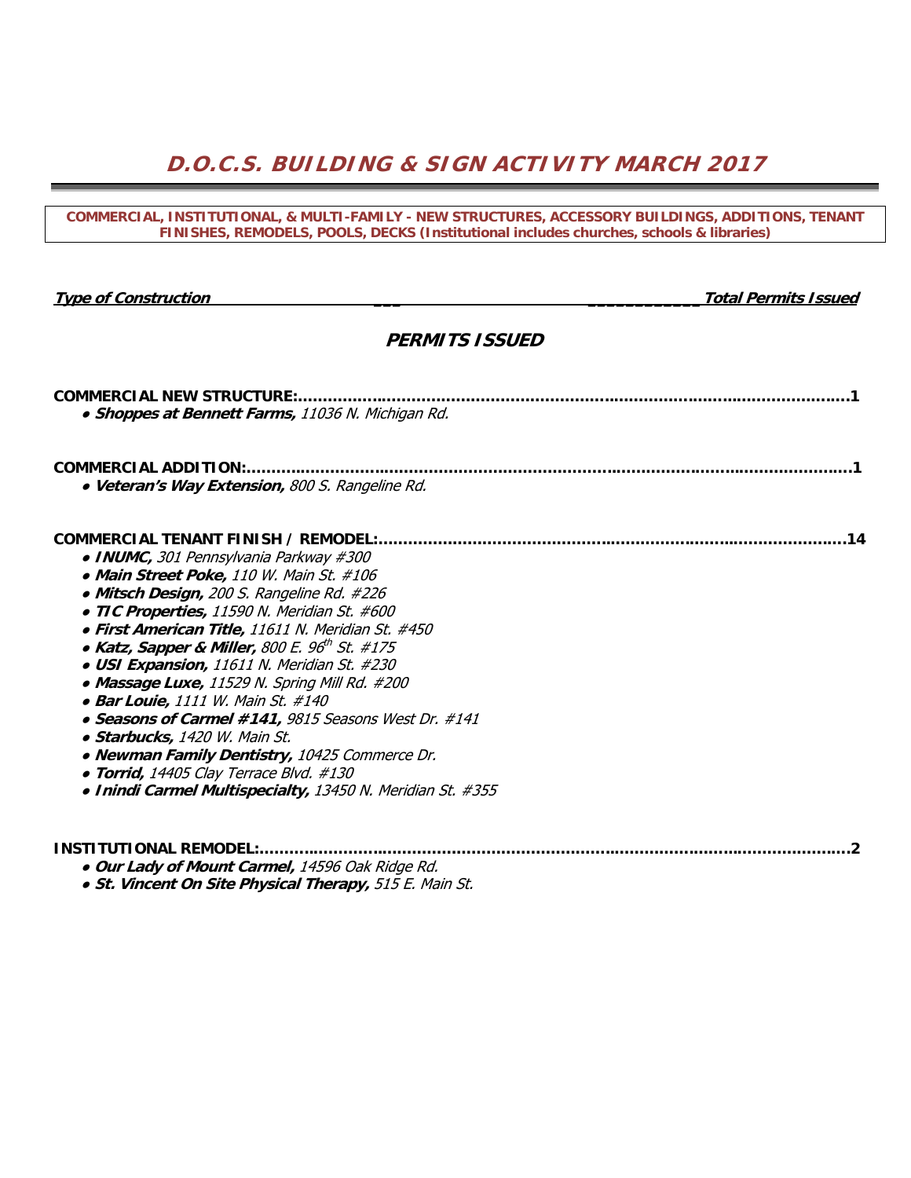# D.O.C.S. BUILDING & SIGN ACTIVITY MARCH 2017

**COMMERCIAL, INSTITUTIONAL, & MULTI-FAMILY - NEW STRUCTURES, ACCESSORY BUILDINGS, ADDITIONS, TENANT FINISHES, REMODELS, POOLS, DECKS (Institutional includes churches, schools & libraries)**

***Type of Construction*** ***Total Permits Issued***

## *PERMITS ISSUED*

**COMMERCIAL NEW STRUCTURE:....................................................................................................1**

- ***Shoppes at Bennett Farms,*** *11036 N. Michigan Rd.*

**COMMERCIAL ADDITION:..............................................................................................................1**

- ***Veteran's Way Extension,*** *800 S. Rangeline Rd.*

**COMMERCIAL TENANT FINISH / REMODEL:...................................................................................14**

- ***INUMC,*** *301 Pennsylvania Parkway #300*
- ***Main Street Poke,*** *110 W. Main St. #106*
- ***Mitsch Design,*** *200 S. Rangeline Rd. #226*
- ***TIC Properties,*** *11590 N. Meridian St. #600*
- ***First American Title,*** *11611 N. Meridian St. #450*
- ***Katz, Sapper & Miller,*** *800 E. 96th St. #175*
- ***USI Expansion,*** *11611 N. Meridian St. #230*
- ***Massage Luxe,*** *11529 N. Spring Mill Rd. #200*
- ***Bar Louie,*** *1111 W. Main St. #140*
- ***Seasons of Carmel #141,*** *9815 Seasons West Dr. #141*
- ***Starbucks,*** *1420 W. Main St.*
- ***Newman Family Dentistry,*** *10425 Commerce Dr.*
- ***Torrid,*** *14405 Clay Terrace Blvd. #130*
- ***Inindi Carmel Multispecialty,*** *13450 N. Meridian St. #355*

**INSTITUTIONAL REMODEL:..............................................................................................................2**

- ***Our Lady of Mount Carmel,*** *14596 Oak Ridge Rd.*
- ***St. Vincent On Site Physical Therapy,*** *515 E. Main St.*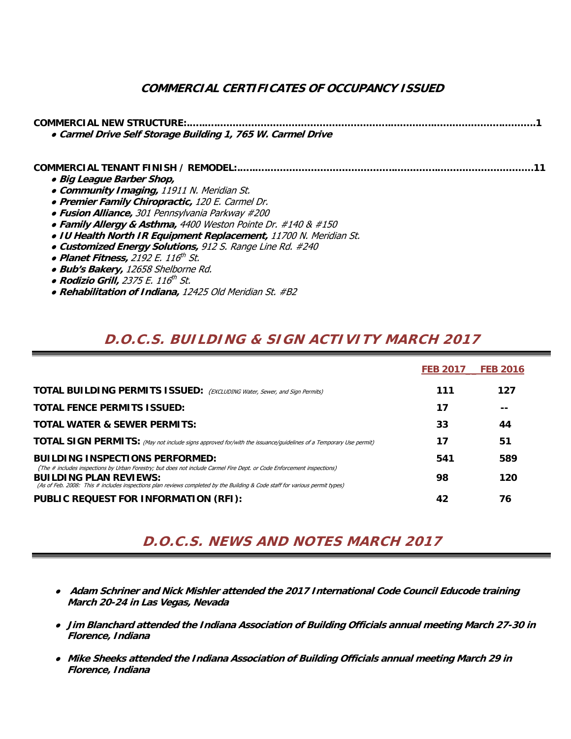## *COMMERCIAL CERTIFICATES OF OCCUPANCY ISSUED*

**COMMERCIAL NEW STRUCTURE:..........................................................................................................1**

- ***Carmel Drive Self Storage Building 1, 765 W. Carmel Drive***

**COMMERCIAL TENANT FINISH / REMODEL:..........................................................................................11**

- ***Big League Barber Shop,***
- ***Community Imaging,*** *11911 N. Meridian St.*
- ***Premier Family Chiropractic,*** *120 E. Carmel Dr.*
- ***Fusion Alliance,*** *301 Pennsylvania Parkway #200*
- ***Family Allergy & Asthma,*** *4400 Weston Pointe Dr. #140 & #150*
- ***IU Health North IR Equipment Replacement,*** *11700 N. Meridian St.*
- ***Customized Energy Solutions,*** *912 S. Range Line Rd. #240*
- ***Planet Fitness,*** *2192 E. 116th St.*
- ***Bub's Bakery,*** *12658 Shelborne Rd.*
- ***Rodizio Grill,*** *2375 E. 116th St.*
- ***Rehabilitation of Indiana,*** *12425 Old Meridian St. #B2*

## D.O.C.S. BUILDING & SIGN ACTIVITY MARCH 2017

| | FEB 2017 | FEB 2016 |
|---|---|---|
| **TOTAL BUILDING PERMITS ISSUED:** *(EXCLUDING Water, Sewer, and Sign Permits)* | 111 | 127 |
| **TOTAL FENCE PERMITS ISSUED:** | 17 | -- |
| **TOTAL WATER & SEWER PERMITS:** | 33 | 44 |
| **TOTAL SIGN PERMITS:** *(May not include signs approved for/with the issuance/guidelines of a Temporary Use permit)* | 17 | 51 |
| **BUILDING INSPECTIONS PERFORMED:** *(The # includes inspections by Urban Forestry; but does not include Carmel Fire Dept. or Code Enforcement inspections)* | 541 | 589 |
| **BUILDING PLAN REVIEWS:** *(As of Feb. 2008: This # includes inspections plan reviews completed by the Building & Code staff for various permit types)* | 98 | 120 |
| **PUBLIC REQUEST FOR INFORMATION (RFI):** | 42 | 76 |

## D.O.C.S. NEWS AND NOTES MARCH 2017

- ***Adam Schriner and Nick Mishler attended the 2017 International Code Council Educode training March 20-24 in Las Vegas, Nevada***
- ***Jim Blanchard attended the Indiana Association of Building Officials annual meeting March 27-30 in Florence, Indiana***
- ***Mike Sheeks attended the Indiana Association of Building Officials annual meeting March 29 in Florence, Indiana***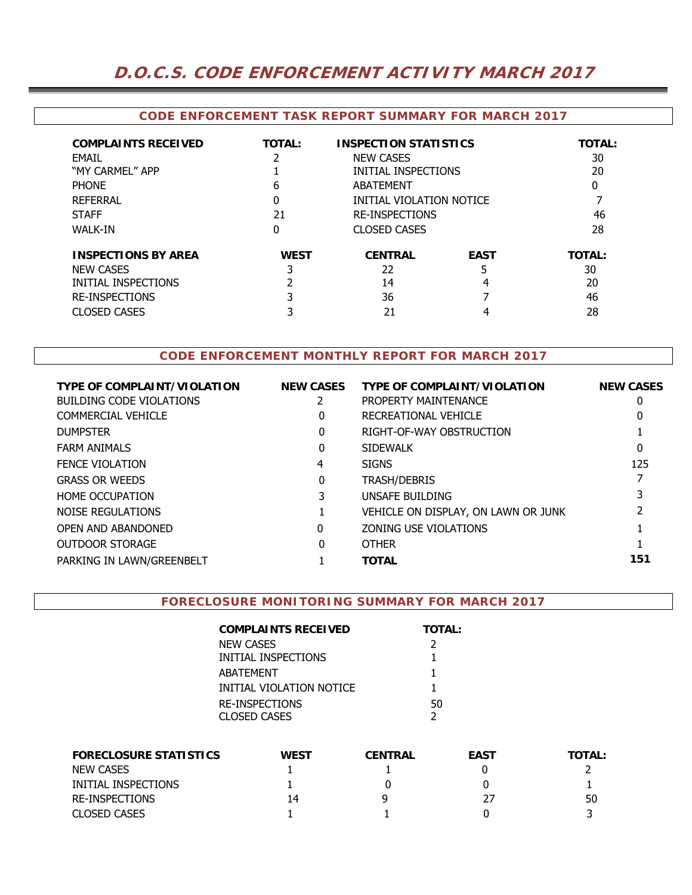# D.O.C.S. CODE ENFORCEMENT ACTIVITY MARCH 2017

## CODE ENFORCEMENT TASK REPORT SUMMARY FOR MARCH 2017

| COMPLAINTS RECEIVED | TOTAL: | INSPECTION STATISTICS | TOTAL: |
|---|---|---|---|
| EMAIL | 2 | NEW CASES | 30 |
| "MY CARMEL" APP | 1 | INITIAL INSPECTIONS | 20 |
| PHONE | 6 | ABATEMENT | 0 |
| REFERRAL | 0 | INITIAL VIOLATION NOTICE | 7 |
| STAFF | 21 | RE-INSPECTIONS | 46 |
| WALK-IN | 0 | CLOSED CASES | 28 |

| INSPECTIONS BY AREA | WEST | CENTRAL | EAST | TOTAL: |
|---|---|---|---|---|
| NEW CASES | 3 | 22 | 5 | 30 |
| INITIAL INSPECTIONS | 2 | 14 | 4 | 20 |
| RE-INSPECTIONS | 3 | 36 | 7 | 46 |
| CLOSED CASES | 3 | 21 | 4 | 28 |

## CODE ENFORCEMENT MONTHLY REPORT FOR MARCH 2017

| TYPE OF COMPLAINT/VIOLATION | NEW CASES | TYPE OF COMPLAINT/VIOLATION | NEW CASES |
|---|---|---|---|
| BUILDING CODE VIOLATIONS | 2 | PROPERTY MAINTENANCE | 0 |
| COMMERCIAL VEHICLE | 0 | RECREATIONAL VEHICLE | 0 |
| DUMPSTER | 0 | RIGHT-OF-WAY OBSTRUCTION | 1 |
| FARM ANIMALS | 0 | SIDEWALK | 0 |
| FENCE VIOLATION | 4 | SIGNS | 125 |
| GRASS OR WEEDS | 0 | TRASH/DEBRIS | 7 |
| HOME OCCUPATION | 3 | UNSAFE BUILDING | 3 |
| NOISE REGULATIONS | 1 | VEHICLE ON DISPLAY, ON LAWN OR JUNK | 2 |
| OPEN AND ABANDONED | 0 | ZONING USE VIOLATIONS | 1 |
| OUTDOOR STORAGE | 0 | OTHER | 1 |
| PARKING IN LAWN/GREENBELT | 1 | **TOTAL** | **151** |

## FORECLOSURE MONITORING SUMMARY FOR MARCH 2017

| COMPLAINTS RECEIVED | TOTAL: |
|---|---|
| NEW CASES | 2 |
| INITIAL INSPECTIONS | 1 |
| ABATEMENT | 1 |
| INITIAL VIOLATION NOTICE | 1 |
| RE-INSPECTIONS | 50 |
| CLOSED CASES | 2 |

| FORECLOSURE STATISTICS | WEST | CENTRAL | EAST | TOTAL: |
|---|---|---|---|---|
| NEW CASES | 1 | 1 | 0 | 2 |
| INITIAL INSPECTIONS | 1 | 0 | 0 | 1 |
| RE-INSPECTIONS | 14 | 9 | 27 | 50 |
| CLOSED CASES | 1 | 1 | 0 | 3 |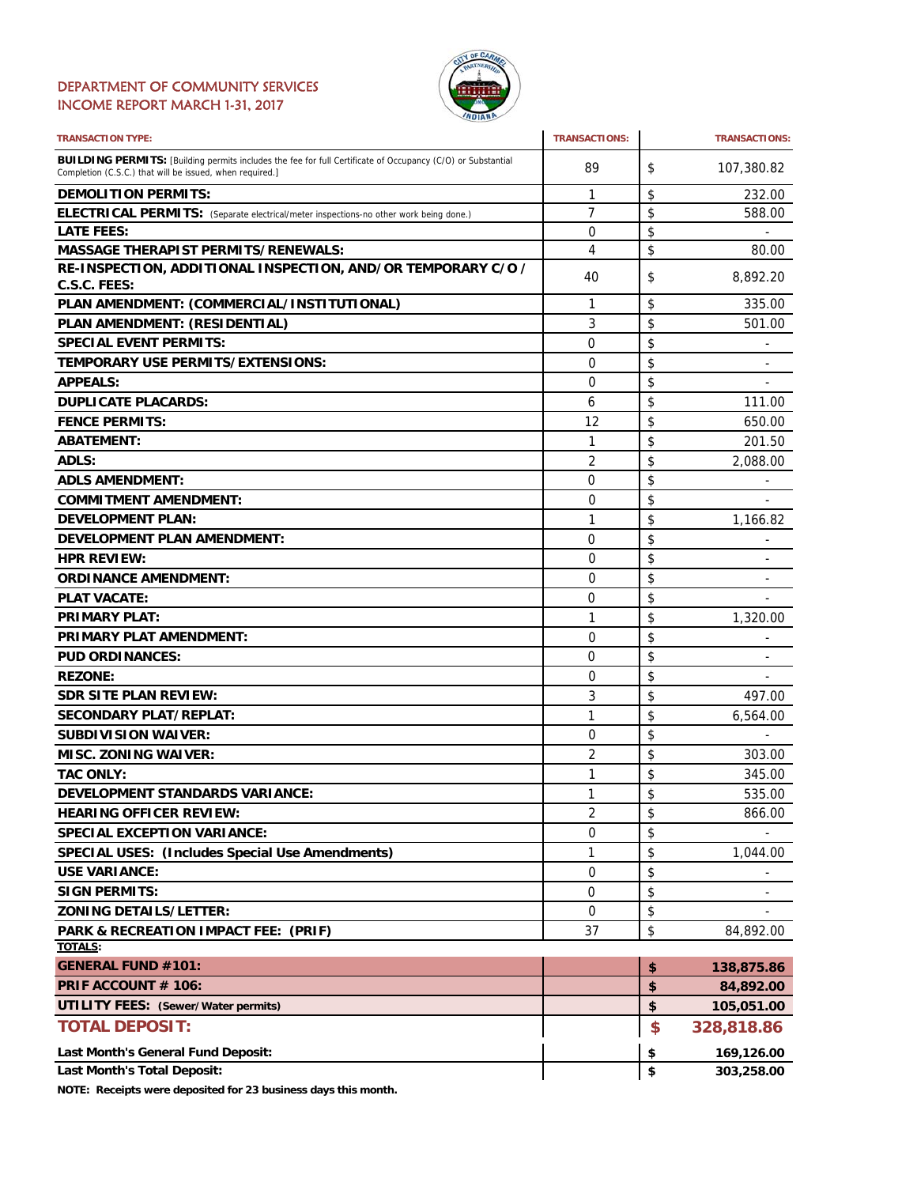# DEPARTMENT OF COMMUNITY SERVICES
## INCOME REPORT MARCH 1-31, 2017

| TRANSACTION TYPE: | TRANSACTIONS: | TRANSACTIONS: |
|---|---|---|
| **BUILDING PERMITS:** [Building permits includes the fee for full Certificate of Occupancy (C/O) or Substantial Completion (C.S.C.) that will be issued, when required.] | 89 | $ 107,380.82 |
| **DEMOLITION PERMITS:** | 1 | $ 232.00 |
| **ELECTRICAL PERMITS:** (Separate electrical/meter inspections-no other work being done.) | 7 | $ 588.00 |
| **LATE FEES:** | 0 | $ - |
| **MASSAGE THERAPIST PERMITS/RENEWALS:** | 4 | $ 80.00 |
| **RE-INSPECTION, ADDITIONAL INSPECTION, AND/OR TEMPORARY C/O / C.S.C. FEES:** | 40 | $ 8,892.20 |
| **PLAN AMENDMENT: (COMMERCIAL/INSTITUTIONAL)** | 1 | $ 335.00 |
| **PLAN AMENDMENT: (RESIDENTIAL)** | 3 | $ 501.00 |
| **SPECIAL EVENT PERMITS:** | 0 | $ - |
| **TEMPORARY USE PERMITS/EXTENSIONS:** | 0 | $ - |
| **APPEALS:** | 0 | $ - |
| **DUPLICATE PLACARDS:** | 6 | $ 111.00 |
| **FENCE PERMITS:** | 12 | $ 650.00 |
| **ABATEMENT:** | 1 | $ 201.50 |
| **ADLS:** | 2 | $ 2,088.00 |
| **ADLS AMENDMENT:** | 0 | $ - |
| **COMMITMENT AMENDMENT:** | 0 | $ - |
| **DEVELOPMENT PLAN:** | 1 | $ 1,166.82 |
| **DEVELOPMENT PLAN AMENDMENT:** | 0 | $ - |
| **HPR REVIEW:** | 0 | $ - |
| **ORDINANCE AMENDMENT:** | 0 | $ - |
| **PLAT VACATE:** | 0 | $ - |
| **PRIMARY PLAT:** | 1 | $ 1,320.00 |
| **PRIMARY PLAT AMENDMENT:** | 0 | $ - |
| **PUD ORDINANCES:** | 0 | $ - |
| **REZONE:** | 0 | $ - |
| **SDR SITE PLAN REVIEW:** | 3 | $ 497.00 |
| **SECONDARY PLAT/REPLAT:** | 1 | $ 6,564.00 |
| **SUBDIVISION WAIVER:** | 0 | $ - |
| **MISC. ZONING WAIVER:** | 2 | $ 303.00 |
| **TAC ONLY:** | 1 | $ 345.00 |
| **DEVELOPMENT STANDARDS VARIANCE:** | 1 | $ 535.00 |
| **HEARING OFFICER REVIEW:** | 2 | $ 866.00 |
| **SPECIAL EXCEPTION VARIANCE:** | 0 | $ - |
| **SPECIAL USES: (Includes Special Use Amendments)** | 1 | $ 1,044.00 |
| **USE VARIANCE:** | 0 | $ - |
| **SIGN PERMITS:** | 0 | $ - |
| **ZONING DETAILS/LETTER:** | 0 | $ - |
| **PARK & RECREATION IMPACT FEE: (PRIF)** | 37 | $ 84,892.00 |
| **TOTALS:** | | |
| **GENERAL FUND #101:** | | **$ 138,875.86** |
| **PRIF ACCOUNT # 106:** | | **$ 84,892.00** |
| **UTILITY FEES: (Sewer/Water permits)** | | **$ 105,051.00** |
| **TOTAL DEPOSIT:** | | **$ 328,818.86** |
| **Last Month's General Fund Deposit:** | | **$ 169,126.00** |
| **Last Month's Total Deposit:** | | **$ 303,258.00** |

**NOTE: Receipts were deposited for 23 business days this month.**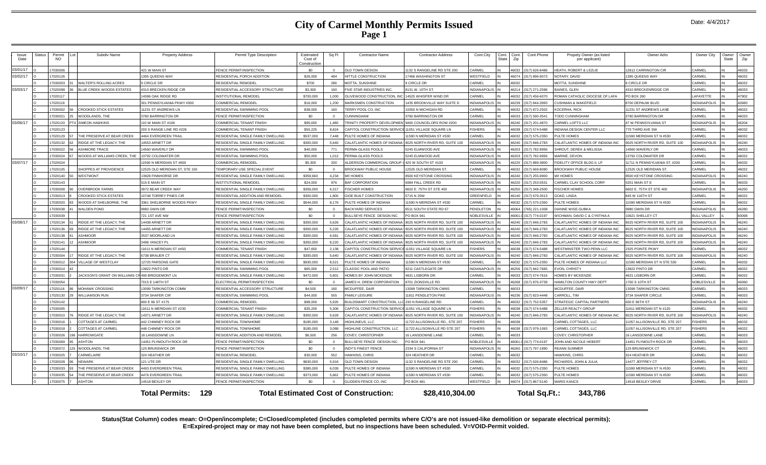# City of Carmel Monthly Permits Issued

Date: 4/4/2017

| Issue Date | Status | Permit NO | Lot | Subdiv Name | Property Address | Permit Type Description | Estimated Cost of Construction | Sq Ft | Contractor Name | Contractor Address | Cont.City | Cont. State | Cont. Zip | Cont.Phone | Propety Owner (as listed per applicant) | Owner Adrs | Owner City | Owner State | Owner Zip |
|---|---|---|---|---|---|---|---|---|---|---|---|---|---|---|---|---|---|---|---|
| 03/01/17 | O | 17030006 | | | 421 W MAIN ST | FENCE PERMIT/INSPECTION | $0 | 0 | OLD TOWN DESIGN | 1132 S RANGELINE RD STE 200 | CARMEL | IN | 46032 | (317) 626-8486 | HEATH, ROBERT & LEZLIE | 12612 CARRINGTON CIR | CARMEL | IN | 46033 |
| 03/02/17 | O | 17020126 | | | 1395 QUEENS WAY | RESIDENTIAL PORCH ADDITION | $26,000 | 484 | HITTLE CONSTRUCTION | 17466 WASHINGTON ST | WESTFIELD | IN | 46074 | (317) 896-9073 | NOTARY, DAVID | 1395 QUEENS WAY | CARMEL | IN | 46032 |
| | O | 17030003 | 31 | WALTER'S ROLLING ACRES | 9 CIRCLE DR | RESIDENTIAL REMODEL | $700 | 280 | MOTTA, SUNSHINE | 9 CIRCLE DR | CARMEL | IN | 46032 | | MOTTA, SUNSHINE | 9 CIRCLE DR | CARMEL | IN | 46032 |
| 03/03/17 | C | 17020098 | 36 | BLUE CREEK WOODS ESTATES | 4310 BRECKEN RIDGE CIR | RESIDENTIAL ACCESSORY STRUCTURE | $3,300 | 160 | FIVE STAR INDUSTRIES INC. | 8131 W. 10TH ST. | INDIANAPOLIS | IN | 46214 | (317) 271-2596 | BAINES, GLEN | 4310 BRECKENRIDGE CIR | CARMEL | IN | 46033 |
| | O | 17020117 | | | 14596 OAK RIDGE RD | INSTITUTIONAL REMODEL | $700,000 | 1,000 | OLIVEWOOD CONSTRUCTION, INC | 14525 WHISPER WIND DR | CARMEL | IN | 46032 | (317) 456-6070 | ROMAN CATHOLIC DIOCESE OF LAFA | PO BOX 260 | LAFAYETTE | IN | 47902 |
| | O | 17020119 | | | 301 PENNSYLVANIA PKWY #300 | COMMERCIAL REMODEL | $16,000 | 1,200 | MARKSMEN CONSTRUCTION | 1435 BROOKVILLE WAY SUITE D | INDIANAPOLIS | IN | 46239 | (317) 844-3993 | CUSHMAN & WAKEFIELD | 8700 DEPAUW BLVD | INDIANAPOLIS | IN | 42680 |
| | O | 17030002 | 56 | CROOKED STICK ESTATES | 11231 ST ANDREWS LN | RESIDENTIAL SWIMMING POOL | $38,000 | 160 | TERRY POOL CO, INC | 10350 N MICHIGAN RD | CARMEL | IN | 46032 | (317) 872-2502 | KOCERHA, RICK | 11231 ST ANDREWS LANE | CARMEL | IN | 46032 |
| | C | 17030021 | 25 | WOODLANDS, THE | 3780 BARRINGTON DR | FENCE PERMIT/INSPECTION | $0 | 0 | CUNNINGHAM | 3780 BARRINGTON DR | CARMEL | IN | 46033 | (317) 590-3541 | TODD CUNNINGHAM | 3780 BARRINGTON DR | CARMEL | IN | 46033 |
| 03/06/17 | O | 17020120 | PT4 | SIMEON HAWKINS | 110 W MAIN ST #106 | COMMERCIAL TENANT FINISH | $95,000 | 1,480 | TRINITY PROPERTY DEVELOPMEN | 9465 COUNCELORS ROW #200 | INDIANAPOLIS | IN | 46240 | (317) 201-4870 | CARMEL LOFTS LLC | 47 W PENNSYLVANIA ST | INDIANAPOLIS | IN | 46204 |
| | O | 17020123 | | | 200 S RANGE LINE RD #226 | COMMERCIAL TENANT FINISH | $55,225 | 8,824 | CAPITOL CONSTRUCTION SERVICE | 11051 VILLAGE SQUARE LN | FISHERS | IN | 46038 | (317) 574-5488 | INDIANA DESIGN CENTER LLC | 770 THIRD AVE SW | CARMEL | IN | 46032 |
| | O | 17020129 | 57 | THE PRESERVE AT BEAR CREEK | 4464 EVERGREEN TRAIL | RESIDENTIAL SINGLE FAMILY DWELLING | $537,000 | 7,448 | PULTE HOMES OF INDIANA | 11590 N MERIDIAN ST #530 | CARMEL | IN | 46032 | (317) 575-2350 | PULTE HOMES | 11590 MERIDIAN ST N #530 | CARMEL | IN | 46032 |
| | O | 17020132 | 62 | RIDGE AT THE LEGACY, THE | 14553 ARNETT DR | RESIDENTIAL SINGLE FAMILY DWELLING | $300,000 | 5,640 | CALATLANTIC HOMES OF INDIANA | 9025 NORTH RIVER RD, SUITE 100 | INDIANAPOLIS | IN | 46240 | (317) 846-2783 | CALATLANTIC HOMES OF INDIANA INC | 9025 NORTH RIVER RD, SUITE 100 | INDIANAPOLIS | IN | 46240 |
| | O | 17030022 | 56 | ASHMORE TRACE | 14560 WAVERLY DR | RESIDENTIAL SWIMMING POOL | $40,000 | 771 | PERMA-GLASS POOLS | 5245 ELMWOOD AVE | INDIANAPOLIS | IN | 46203 | (317) 782-9956 | SHROUT, DEREK & MELISSA | 14560 WAVERLY DR | CARMEL | IN | 46033 |
| | O | 17030024 | 67 | WOODS AT WILLIAMS CREEK, THE | 13792 COLDWATER DR | RESIDENTIAL SWIMMING POOL | $50,000 | 1,012 | PERMA-GLASS POOLS | 5245 ELMWOOD AVE | INDIANAPOLIS | IN | 46203 | (317) 782-9956 | MARINE, DEVON | 13792 COLDWATER DR | CARMEL | IN | 46032 |
| 03/07/17 | O | 17020024 | | | 11590 N MERIDIAN ST #600 | COMMERCIAL REMODEL | $5,300 | 200 | ALDERSON COMMERCIAL GROUP I | 425 W SOUTH ST #100 | INDIANAPOLIS | IN | 46225 | (317) 889-3800 | FIDELITY OFFICE BLDG II, LP | 11711 N PENNSYLVANIA ST, #200 | CARMEL | IN | 46032 |
| | O | 17020105 | | SHOPPES AT PROVIDENCE | 12525 OLD MERIDIAN ST, STE 150 | TEMPORARY USE SPECIAL EVENT | $0 | 0 | BROCKWAY PUBLIC HOUSE | 12525 OLD MERIDIAN ST. | CARMEL | IN | 46032 | (317) 669-8080 | BROCKWAY PUBLIC HOUSE | 12525 OLD MERIDIAN ST. | CARMEL | IN | 46032 |
| | O | 17020140 | 50 | WESTMONT | 13928 FINNHORSE DR | RESIDENTIAL SINGLE FAMILY DWELLING | $359,660 | 4,234 | M/I HOMES | 8500 KEYSTONE CROSSING | INDIANAPOLIS | IN | 46240 | (317) 255-9900 | M/I HOMES | 8500 KEYSTONE CROSSING | INDIANAPOLIS | IN | 46240 |
| | O | 17020143 | | | 515 E MAIN ST | INSTITUTIONAL REMODEL | $24,000 | 976 | BAF CORPORATION | 6084 FALL CREEK RD | INDIANAPOLIS | IN | 46220 | (317) 253-0531 | CARMEL CLAY SCHOOL CORP. | 5201 MAIN ST E | CARMEL | IN | 46033 |
| | O | 17030008 | 90 | OVERBROOK FARMS | 3972 BEAR CREEK WAY | RESIDENTIAL SINGLE FAMILY DWELLING | $356,000 | 6,317 | FISCHER HOMES | 6602 E. 75TH ST STE 400 | INDIANAPOLIS | IN | 46250 | (317) 348-2500 | FISCHER HOMES | 6602 E. 75TH ST STE 400 | INDIANAPOLIS | IN | 46250 |
| | O | 17030013 | 8 | CROOKED STICK ESTATES | 10748 TORREY PINES CIR | RESIDENTIAL ADDITION AND REMODEL | $300,000 | 1,800 | GIOE BUILT CONSTRUCTION | 5715 N 25W | GREENFIELD | IN | 46140 | (317) 679-3513 | GOAD, LINDA | 845 W 116TH ST | CARMEL | IN | 46032 |
| | O | 17030020 | 83 | WOODS AT SHELBORNE, THE | 3361 SHELBORNE WOODS PKWY | RESIDENTIAL SINGLE FAMILY DWELLING | $544,000 | 8,176 | PULTE HOMES OF INDIANA | 11590 N MERIDIAN ST #530 | CARMEL | IN | 46032 | (317) 575-2350 | PULTE HOMES | 11590 MERIDIAN ST N #530 | CARMEL | IN | 46032 |
| | O | 17030038 | 41 | WALDEN POND | 9980 GWIN DR | FENCE PERMIT/INSPECTION | $0 | 0 | BACKYARD SERVICES | 6511 SOUTH STATE RD 67 | PENDLETON | IN | 46064 | (765) 221-1008 | DIANNE WISE-GUBKA | 9980 GWIN DR | INDIANAPOLIS | IN | 46280 |
| | O | 17030039 | | | 721 1ST AVE NW | FENCE PERMIT/INSPECTION | $0 | 0 | BULLSEYE FENCE DESIGN INC. | PO BOX 941 | NOBLESVILLE | IN | 46061-0 | (317) 774-0197 | WICHMAN, DAVID C & CYNTHIA A | 10621 SHELLEY CT | BULL VALLEY | IL | 60098 |
| 03/08/17 | O | 17020134 | 51 | RIDGE AT THE LEGACY, THE | 14438 ARNETT DR | RESIDENTIAL SINGLE FAMILY DWELLING | $300,000 | 5,626 | CALATLANTIC HOMES OF INDIANA | 9025 NORTH RIVER RD, SUITE 100 | INDIANAPOLIS | IN | 46240 | (317) 846-2783 | CALATLANTIC HOMES OF INDIANA INC | 9025 NORTH RIVER RD, SUITE 100 | INDIANAPOLIS | IN | 46240 |
| | O | 17020136 | 69 | RIDGE AT THE LEGACY, THE | 14455 ARNETT DR | RESIDENTIAL SINGLE FAMILY DWELLING | $300,000 | 5,226 | CALATLANTIC HOMES OF INDIANA | 9025 NORTH RIVER RD, SUITE 100 | INDIANAPOLIS | IN | 46240 | (317) 846-2783 | CALATLANTIC HOMES OF INDIANA INC | 9025 NORTH RIVER RD, SUITE 100 | INDIANAPOLIS | IN | 46240 |
| | O | 17020138 | 41 | ASHMOOR | 3537 MOORLAND LN | RESIDENTIAL SINGLE FAMILY DWELLING | $300,000 | 6,581 | CALATLANTIC HOMES OF INDIANA | 9025 NORTH RIVER RD, SUITE 100 | INDIANAPOLIS | IN | 46240 | (317) 846-2783 | CALATLANTIC HOMES OF INDIANA INC | 9025 NORTH RIVER RD, SUITE 100 | INDIANAPOLIS | IN | 46240 |
| | O | 17020141 | 12 | ASHMOOR | 3496 YANCEY PL | RESIDENTIAL SINGLE FAMILY DWELLING | $350,000 | 8,220 | CALATLANTIC HOMES OF INDIANA | 9025 NORTH RIVER RD, SUITE 100 | INDIANAPOLIS | IN | 46240 | (317) 846-2783 | CALATLANTIC HOMES OF INDIANA INC | 9025 NORTH RIVER RD, SUITE 100 | INDIANAPOLIS | IN | 46240 |
| | O | 17020144 | | | 11611 N MERIDIAN ST #450 | COMMERCIAL TENANT FINISH | $47,650 | 2,138 | CAPITOL CONSTRUCTION SERVICE | 11051 VILLAGE SQUARE LN | FISHERS | IN | 46038 | (317) 574-5488 | WESTMINSTER TWO PENN LLC | 2325 POINTE PKWY | CARMEL | IN | 46032 |
| | O | 17030004 | 17 | RIDGE AT THE LEGACY, THE | 6738 BRAUER CT | RESIDENTIAL SINGLE FAMILY DWELLING | $300,000 | 5,640 | CALATLANTIC HOMES OF INDIANA | 9025 NORTH RIVER RD, SUITE 100 | INDIANAPOLIS | IN | 46240 | (317) 846-2783 | CALATLANTIC HOMES OF INDIANA INC | 9025 NORTH RIVER RD, SUITE 100 | INDIANAPOLIS | IN | 46240 |
| | O | 17030012 | 304 | VILLAGE OF WESTCLAY | 12725 PARSONS GATE | RESIDENTIAL SINGLE FAMILY DWELLING | $930,000 | 8,521 | PULTE HOMES OF INDIANA | 11590 N MERIDIAN ST #530 | CARMEL | IN | 46032 | (317) 575-2350 | PULTE HOMES OF INDIANA LLC | 11590 MERIDIAN ST N STE 530 | CARMEL | IN | 46032 |
| | O | 17030014 | 42 | | 13822 PINTO DR | RESIDENTIAL SWIMMING POOL | $65,000 | 2,512 | CLASSIC POOL AND PATIO | 9211 CASTLEGATE DR | INDIANAPOLIS | IN | 46256 | (317) 842-7665 | EVON, CHRISTY | 13822 PINTO DR | CARMEL | IN | 46032 |
| | O | 17030031 | 2 | JACKSON'S GRANT ON WILLIAMS CR | 490 BRIDGEMONT LN | RESIDENTIAL SINGLE FAMILY DWELLING | $472,000 | 5,801 | HOMES BY JOHN MCKENZIE | 4631 LISBORN DR. | CARMEL | IN | 46033 | (317) 574-7616 | HOMES BY MCKENZIE | 4631 LISBORN DR | CARMEL | IN | 46032 |
| | O | 17030054 | | | 7015 E 146TH ST | ELECTRICAL PERMIT/INSPECTION | $0 | 0 | JAMES H. DREW CORPORATION | 8701 ZIONSVILLE RD | INDIANAPOLIS | IN | 46268 | (317) 876-3739 | HAMILTON COUNTY HWY DEPT | 1700 S 10TH ST | NOBLESVILLE | IN | 46060 |
| 03/09/17 | C | 17020116 | 86 | MOHAWK CROSSING | 13099 TARKINGTON COMM | RESIDENTIAL ACCESSORY STRUCTURE | $4,500 | 160 | MCDUFFEE, DAIR | 13099 TARKINGTON CMNS | CARMEL | IN | 46033 | | MCDUFFEE, DAIR | 13099 TARKINGTON CMNS | CARMEL | IN | 46033 |
| | O | 17020130 | 29 | WILLIAMSON RUN | 3734 SHAFER CIR | RESIDENTIAL SWIMMING POOL | $44,000 | 555 | FAMILY LEISURE | 11811 PENDLETON PIKE | INDIANAPOLIS | IN | 46236 | (317) 823-4448 | CARROLL, TIM | 3734 SHAFER CIRCLE | CARMEL | IN | 46033 |
| | O | 17020142 | | | 800 E 96 ST #175 | COMMERCIAL REMODEL | $98,000 | 5,920 | BUILDSMART CONSTRUCTION, LLC | 230 N RANGELINE RD | CARMEL | IN | 46032 | (317) 752-5357 | STRATEGIC CAPITAL PARTNERS | 600 E 96TH ST | INDIANAPOLIS | IN | 46240 |
| | O | 17030005 | | | 11611 N MERIDIAN ST #230 | COMMERCIAL TENANT FINISH | $35,200 | 5,306 | CAPITOL CONSTRUCTION SERVICE | 11051 VILLAGE SQUARE LN | FISHERS | IN | 46038 | (317) 574-5488 | ZELLER REALTY GROUP | 11611 MERIDIAN ST N #120 | CARMEL | IN | 46032 |
| | O | 17030010 | 76 | RIDGE AT THE LEGACY, THE | 14371 ARNETT DR | RESIDENTIAL SINGLE FAMILY DWELLING | $300,000 | 5,628 | CALATLANTIC HOMES OF INDIANA | 9025 NORTH RIVER RD, SUITE 100 | INDIANAPOLIS | IN | 46240 | (317) 846-2783 | CALATLANTIC HOMES OF INDIANA INC | 9025 NORTH RIVER RD, SUITE 100 | INDIANAPOLIS | IN | 46240 |
| | O | 17030016 | 1 | COTTAGES AT CARMEL | 442 CHIMNEY ROCK DR | RESIDENTIAL TOWNHOME | $185,000 | 3,148 | HIGHLINEUS, LLC | 11722 ALLISONVILLE RD., STE 207 | FISHERS | IN | 46038 | | CARMEL COTTAGES, LLC | 11057 ALLISONVILLE RD, STE 207 | FISHERS | IN | 46032 |
| | O | 17030018 | 2 | COTTAGES AT CARMEL | 448 CHIMNEY ROCK DR | RESIDENTIAL TOWNHOME | $185,000 | 3,088 | HIGHLINE CONSTRUCTION, LLC | 11722 ALLISONVILLE RD STE 207 | FISHERS | IN | 46038 | (317) 979-1063 | CARMEL COTTAGES, LLC | 11057 ALLISONVILLE RD, STE 207 | FISHERS | IN | 46032 |
| | O | 17030026 | 196 | HARROWGATE | 16 LANSDOWNE LN | RESIDENTIAL ADDITION AND REMODEL | $6,500 | 256 | COVEY, CHRISTOPHER | 16 LANSDOWNE LANE | CARMEL | IN | 46033 | | COVEY, CHRISTOPHER | 16 LANSDOWNE LANE | CARMEL | IN | 46033 |
| | O | 17030069 | 95 | ASHTON | 14451 PLYMOUTH ROCK DR | FENCE PERMIT/INSPECTION | $0 | 0 | BULLSEYE FENCE DESIGN INC. | PO BOX 941 | NOBLESVILLE | IN | 46061-0 | (317) 774-0197 | JOHN AND NICOLE HEBERT | 14451 PLYMOUTH ROCK DR | CARMEL | IN | 46033 |
| | O | 17030072 | 125 | WOODLANDS, THE | 125 BRUNSWICK DR | FENCE PERMIT/INSPECTION | $0 | 0 | INDY'S FINEST FENCE | 2334 S CALIFORNIA ST | INDIANAPOLIS | IN | 46260 | (317) 797-1890 | REANN SUMMER | 125 BRUNSWICK CT | CARMEL | IN | 46033 |
| 03/10/17 | O | 17030025 | 7 | CARMELAIRE | 324 HEATHER DR | RESIDENTIAL REMODEL | $30,000 | 552 | HAWKINS, CHRIS | 324 HEATHER DR | CARMEL | IN | 46032 | | HAWKINS, CHRIS | 324 HEATHER DR | CARMEL | IN | 46032 |
| | O | 17030028 | 96 | NEWARK | 121 UTE DR | RESIDENTIAL SINGLE FAMILY DWELLING | $630,000 | 5,916 | OLD TOWN DESIGN | 1132 S RANGELINE RD STE 200 | CARMEL | IN | 46032 | (317) 626-8486 | RICHARDS, JOHN & JULIA | 14477 JEFFREY CT | CARMEL | IN | 46032 |
| | O | 17030033 | 93 | THE PRESERVE AT BEAR CREEK | 4493 EVERGREEN TRAIL | RESIDENTIAL SINGLE FAMILY DWELLING | $385,000 | 6,039 | PULTE HOMES OF INDIANA | 11590 N MERIDIAN ST #530 | CARMEL | IN | 46032 | (317) 575-2350 | PULTE HOMES | 11590 MERIDIAN ST N #530 | CARMEL | IN | 46032 |
| | O | 17030035 | 54 | THE PRESERVE AT BEAR CREEK | 4476 EVERGREEN TRAIL | RESIDENTIAL SINGLE FAMILY DWELLING | $373,000 | 5,662 | PULTE HOMES OF INDIANA | 11590 N MERIDIAN ST #530 | CARMEL | IN | 46032 | (317) 575-2350 | PULTE HOMES | 11590 MERIDIAN ST N #530 | CARMEL | IN | 46032 |
| | O | 17030075 | 7 | ASHTON | 14518 BEXLEY DR | FENCE PERMIT/INSPECTION | $0 | 0 | GLIDDEN FENCE CO, INC | PO BOX 481 | WESTFIELD | IN | 46074 | (317) 867-5140 | MARIS KANCS | 14518 BEXLEY DRIVE | CARMEL | IN | 46033 |

**Total Permits: 129** **Total Estimated Cost of Construction: $28,410,304.00** **Total Sq.Ft.: 343,786**

**Status(Stat Column) codes mean: O=Open/incomplete; C=Closed/completed (includes completed permits where C/O's are not issued-like demolition or separate electrical permits); E=Expired-project may or may not have been completed, but no inspections have been scheduled. V=VOID-Permit voided.**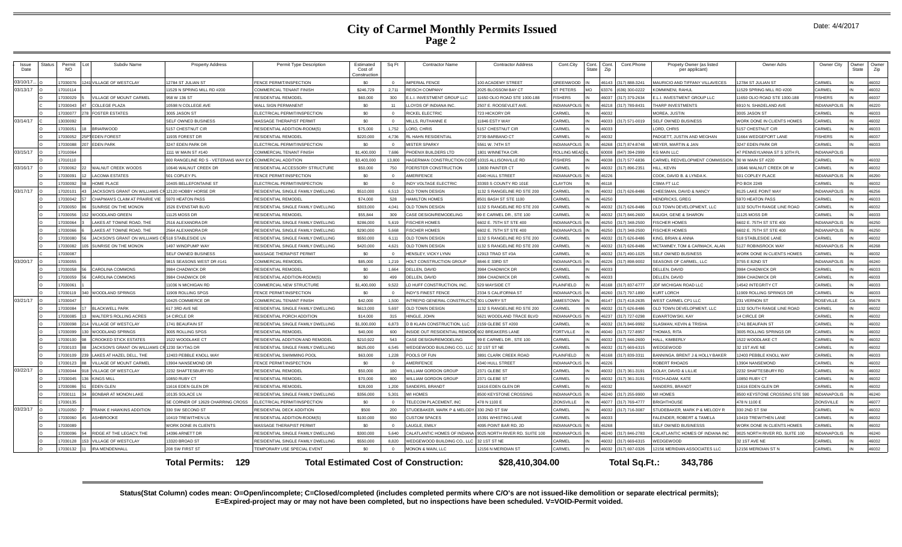# City of Carmel Monthly Permits Issued

## Page 2

Date: 4/4/2017

| Issue Date | Status | Permit NO | Lot | Subdiv Name | Property Address | Permit Type Description | Estimated Cost of Construction | Sq Ft | Contractor Name | Contractor Address | Cont.City | Cont. State | Cont. Zip | Cont.Phone | Propety Owner (as listed per applicant) | Owner Adrs | Owner City | Owner State | Owner Zip |
|---|---|---|---|---|---|---|---|---|---|---|---|---|---|---|---|---|---|---|---|
| 03/10/17... | O | 17030076 | 1241 | VILLAGE OF WESTCLAY | 12784 ST JULIAN ST | FENCE PERMIT/INSPECTION | $0 | 0 | IMPERIAL FENCE | 100 ACADEMY STREET | GREENWOOD | IN | 46143 | (317) 888-3241 | MAURICIO AND TIFFANY VILLAVECES | 12784 ST JULIAN ST | CARMEL | IN | 46032 |
| 03/13/17 | O | 17010114 | | | 11529 N SPRING MILL RD #200 | COMMERCIAL TENANT FINISH | $246,729 | 2,711 | REISCH COMPANY | 2025 BLOSSOM BAY CT | ST PETERS | MO | 63376 | (636) 300-0222 | KOMMINENI, RAHUL | 11529 SPRING MILL RD #200 | CARMEL | IN | 46032 |
| | O | 17030029 | 5 | VILLAGE OF MOUNT CARMEL | 958 W 136 ST | RESIDENTIAL REMODEL | $60,000 | 300 | E.L.I. INVESTMENT GROUP LLC | 11650 OLIO ROAD STE 1000-188 | FISHERS | IN | 46037 | (317) 379-2634 | E.L.I. INVESTMENT GROUP LLC | 11650 OLIO ROAD STE 1000-188 | FISHERS | IN | 46037 |
| | O | 17030043 | 47 | COLLEGE PLAZA | 10598 N COLLEGE AVE | WALL SIGN PERMANENT | $0 | 11 | LLOYDS OF INDIANA INC. | 2507 E. ROOSEVELT AVE. | INDIANAPOLIS | IN | 46218 | (317) 789-8431 | THARP INVESTMENTS | 6910 N. SHADELAND AVE | INDIANAPOLIS | IN | 46220 |
| | O | 17030077 | 278 | FOSTER ESTATES | 3005 JASON ST | ELECTRICAL PERMIT/INSPECTION | $0 | 0 | RICKEL ELECTRIC | 723 HICKORY DR | CARMEL | IN | 46032 | | MOREA, JUSTIN | 3005 JASON ST | CARMEL | IN | 46033 |
| 03/14/17 | C | 13030092 | | | SELF OWNED BUSINESS | MASSAGE THERAPIST PERMIT | $0 | 0 | MILLS, RUTHANNE E | 11846 ESTY WAY | CARMEL | IN | 46033 | (317) 571-0019 | SELF OWNED BUSINESS | WORK DONE IN CLIENTS HOMES | CARMEL | IN | 46032 |
| | O | 17030051 | 18 | BRIARWOOD | 5157 CHESTNUT CIR | RESIDENTIAL ADDITION-ROOM(S) | $75,000 | 1,752 | LORD, CHRIS | 5157 CHESTNUT CIR | CARMEL | IN | 46033 | | LORD, CHRIS | 5157 CHESTNUT CIR | CARMEL | IN | 46033 |
| | O | 17030052 | 25PT | EDEN FOREST | 11935 FOREST DR | RESIDENTIAL REMODEL | $220,000 | 4,736 | RL HAHN RESIDENTIAL | 2739 BARBANO CT | CARMEL | IN | 46032 | | PADGETT, JUSTIN AND MEGHAN | 11664 WEDGEPORT LANE | FISHERS | IN | 46037 |
| | O | 17030088 | 207 | EDEN PARK | 3247 EDEN PARK DR | ELECTRICAL PERMIT/INSPECTION | $0 | 0 | MISTER SPARKY | 5561 W. 74TH ST | INDIANAPOLIS | IN | 46268 | (317) 874-8748 | MEYER, MARTIN & JAN | 3247 EDEN PARK DR | CARMEL | IN | 46033 |
| 03/15/17 | O | 17010064 | | | 1111 W MAIN ST #140 | COMMERCIAL TENANT FINISH | $1,400,000 | 7,686 | PHOENIX BUILDERS LTD | 1801 WINNETKA CIR. | ROLLING MEAD | IL | 60008 | (847) 394-2999 | KG MAIN LLC | 47 PENNSYLVANIA ST S 10TH FL | INDIANAPOLIS | | |
| | O | 17010110 | | | 800 RANGELINE RD S - VETERANS WAY EXT | COMMERCIAL ADDITION | $3,403,000 | 13,800 | HAGERMAN CONSTRUCTION CORP | 10315 ALLISONVILLE RD | FISHERS | IN | 46038 | (317) 577-6836 | CARMEL REDVELOPMENT COMMISSION | 30 W MAIN ST #220 | CARMEL | IN | 46032 |
| 03/16/17 | O | 17030062 | 22 | WALNUT CREEK WOODS | 10646 WALNUT CREEK DR | RESIDENTIAL ACCESSORY STRUCTURE | $50,000 | 750 | FOERSTER CONSTRUCTION | 13830 PAINTER CT | CARMEL | IN | 46032 | (317) 896-2351 | HILL, KEVIN | 10646 WALNUT CREEK DR W | CARMEL | IN | 46032 |
| | O | 17030091 | 12 | LACOMA ESTATES | 501 COPLEY PL | FENCE PERMIT/INSPECTION | $0 | 0 | AMERIFENCE | 4340 HULL STREET | INDIANAPOLIS | IN | 46226 | | COOK, DAVID B. & LYNDA K. | 501 COPLEY PLACE | INDIANAPOLIS | IN | 46290 |
| | O | 17030092 | 58 | HOME PLACE | 10405 BELLEFONTAINE ST | ELECTRICAL PERMIT/INSPECTION | $0 | 0 | INDY VOLTAGE ELECTRIC | 33393 S COUNTY RD 101E | CLAYTON | IN | 46118 | | CSMA FT LLC | PO BOX 2249 | CARMEL | IN | 46032 |
| 03/17/17 | O | 17020101 | 43 | JACKSON'S GRANT ON WILLIAMS CR | 12120 HOBBY HORSE DR | RESIDENTIAL SINGLE FAMILY DWELLING | $510,000 | 6,513 | OLD TOWN DESIGN | 1132 S RANGELINE RD STE 200 | CARMEL | IN | 46032 | (317) 626-8486 | CHEESMAN, DAVID & NANCY | 8125 LAKE POINT WAY | INDIANAPOLIS | IN | 46256 |
| | O | 17030042 | 57 | CHAPMAN'S CLAIM AT PRAIRIE VIE | 5970 HEATON PASS | RESIDENTIAL REMODEL | $74,000 | 528 | HAMILTON HOMES | 8501 BASH ST STE 1100 | CARMEL | IN | 46250 | | HENDRICKS, GREG | 5970 HEATON PASS | CARMEL | IN | 46033 |
| | O | 17030050 | 86 | SUNRISE ON THE MONON | 1526 EVENSTAR BLVD | RESIDENTIAL SINGLE FAMILY DWELLING | $303,000 | 4,041 | OLD TOWN DESIGN | 1132 S RANGELINE RD STE 200 | CARMEL | IN | 46032 | (317) 626-8486 | OLD TOWN DEVELOPMENT, LLC | 1132 SOUTH RANGE LINE ROAD | CARMEL | IN | 46032 |
| | O | 17030056 | 152 | WOODLAND GREEN | 11125 MOSS DR | RESIDENTIAL REMODEL | $55,844 | 309 | CASE DESIGN/REMODELING | 99 E CARMEL DR., STE 100 | CARMEL | IN | 46032 | (317) 846-2600 | BAUGH, GENE & SHARON | 11125 MOSS DR | CARMEL | IN | 46033 |
| | O | 17030064 | 3 | LAKES AT TOWNE ROAD, THE | 2516 ALEXANDRA DR | RESIDENTIAL SINGLE FAMILY DWELLING | $286,000 | 5,619 | FISCHER HOMES | 6602 E. 75TH ST STE 400 | INDIANAPOLIS | IN | 46250 | (317) 348-2500 | FISCHER HOMES | 6602 E. 75TH ST STE 400 | INDIANAPOLIS | IN | 46250 |
| | O | 17030066 | 6 | LAKES AT TOWNE ROAD, THE | 2564 ALEXANDRA DR | RESIDENTIAL SINGLE FAMILY DWELLING | $290,000 | 5,668 | FISCHER HOMES | 6602 E. 75TH ST STE 400 | INDIANAPOLIS | IN | 46250 | (317) 348-2500 | FISCHER HOMES | 6602 E. 75TH ST STE 400 | INDIANAPOLIS | IN | 46250 |
| | O | 17030080 | 56 | JACKSON'S GRANT ON WILLIAMS CR | 518 STABLESIDE LN | RESIDENTIAL SINGLE FAMILY DWELLING | $550,000 | 6,111 | OLD TOWN DESIGN | 1132 S RANGELINE RD STE 200 | CARMEL | IN | 46032 | (317) 626-8486 | KING, BRIAN & ANNA | 518 STABLESIDE LANE | CARMEL | IN | 46032 |
| | O | 17030082 | 105 | SUNRISE ON THE MONON | 1497 WINDPUMP WAY | RESIDENTIAL SINGLE FAMILY DWELLING | $420,000 | 4,621 | OLD TOWN DESIGN | 1132 S RANGELINE RD STE 200 | CARMEL | IN | 46032 | (317) 626-8486 | MCTAMNEY, TOM & CARMACK, ALAN | 5127 ROBINSROCK WAY | INDIANAPOLIS | IN | 46268 |
| | C | 17030087 | | | SELF OWNED BUSINESS | MASSAGE THERAPIST PERMIT | $0 | 0 | HENSLEY, VICKY LYNN | 12913 TRAD ST #3A | CARMEL | IN | 46032 | (317) 490-1025 | SELF OWNED BUSINESS | WORK DONE IN CLIENTS HOMES | CARMEL | IN | 46032 |
| 03/20/17 | O | 17030055 | | | 9815 SEASONS WEST DR #141 | COMMERCIAL REMODEL | $85,000 | 1,219 | HOLT CONSTRUCTION GROUP | 8846 E 33RD ST | INDIANAPOLIS | IN | 46226 | (317) 898-9002 | SEASONS OF CARMEL, LLC | 3755 E 82ND ST | INDIANAPOLIS | IN | 46240 |
| | O | 17030058 | 56 | CAROLINA COMMONS | 3984 CHADWICK DR | RESIDENTIAL REMODEL | $0 | 1,664 | DELLEN, DAVID | 3984 CHADWICK DR | CARMEL | IN | 46033 | | DELLEN, DAVID | 3984 CHADWICK DR | CARMEL | IN | 46033 |
| | O | 17030059 | 56 | CAROLINA COMMONS | 3984 CHADWICK DR | RESIDENTIAL ADDITION-ROOM(S) | $0 | 499 | DELLEN, DAVID | 3984 CHADWICK DR | CARMEL | IN | 46033 | | DELLEN, DAVID | 3984 CHADWICK DR | CARMEL | IN | 46033 |
| | O | 17030061 | 1 | | 11036 N MICHIGAN RD | COMMERCIAL NEW STRUCTURE | $1,400,000 | 9,522 | LD HUFF CONSTRUCTION, INC. | 529 WAYSIDE CT | PLAINFIELD | IN | 46168 | (317) 837-6777 | JDF MICHIGAN ROAD LLC | 14542 INTEGRITY CT | CARMEL | IN | 46033 |
| | O | 17030119 | 340 | WOODLAND SPRINGS | 11909 ROLLING SPGS | FENCE PERMIT/INSPECTION | $0 | 0 | INDY'S FINEST FENCE | 2334 S CALIFORNIA ST | INDIANAPOLIS | IN | 46260 | (317) 797-1890 | KURT LORCH | 11909 ROLLING SPRINGS DR | CARMEL | IN | 46033 |
| 03/21/17 | O | 17030047 | | | 10425 COMMERCE DR | COMMERCIAL TENANT FINISH | $42,000 | 1,500 | INTREPID GENERAL CONSTRUCTIO | 301 LOWRY ST | JAMESTOWN | IN | 46147 | (317) 418-2635 | WEST CARMEL CP1 LLC | 231 VERNON ST | ROSEVILLE | CA | 95678 |
| | O | 17030084 | 17 | BLACKWELL PARK | 617 3RD AVE NE | RESIDENTIAL SINGLE FAMILY DWELLING | $613,000 | 5,697 | OLD TOWN DESIGN | 1132 S RANGELINE RD STE 200 | CARMEL | IN | 46032 | (317) 626-8486 | OLD TOWN DEVELOPMENT, LLC | 1132 SOUTH RANGE LINE ROAD | CARMEL | IN | 46032 |
| | O | 17030085 | 13 | WALTER'S ROLLING ACRES | 14 CIRCLE DR | RESIDENTIAL PORCH ADDITION | $14,000 | 315 | HINGLE, JOHN | 5621 WOODLAND TRACE BLVD | INDIANAPOLIS | IN | 46237 | (317) 727-0298 | ELWARTOWSKI, KAY | 14 CIRCLE DR | CARMEL | IN | 46032 |
| | O | 17030098 | 214 | VILLAGE OF WESTCLAY | 1741 BEAUFAIN ST | RESIDENTIAL SINGLE FAMILY DWELLING | $1,000,000 | 6,873 | D B KLAIN CONSTRUCTION, LLC | 2159 GLEBE ST #200 | CARMEL | IN | 46032 | (317) 846-9992 | SLASMAN, KEVIN & TRISHA | 1741 BEAUFAIN ST | CARMEL | IN | 46032 |
| | O | 17030099 | 130 | WOODLAND SPRINGS | 3005 ROLLING SPGS | RESIDENTIAL REMODEL | $40,000 | 600 | INSIDE OUT RESIDENTIAL REMODE | 602 BREAKERS LANE | FORTVILLE | IN | 46040 | (317) 727-8957 | THOMAS, RITA | 3005 ROLLING SPRINGS DR | CARMEL | IN | 46033 |
| | O | 17030100 | 98 | CROOKED STICK ESTATES | 1522 WOODLAKE CT | RESIDENTIAL ADDITION AND REMODEL | $210,922 | 543 | CASE DESIGN/REMODELING | 99 E CARMEL DR., STE 100 | CARMEL | IN | 46032 | (317) 846-2600 | HALL, KIMBERLY | 1522 WOODLAKE CT | CARMEL | IN | 46032 |
| | O | 17030103 | 88 | JACKSON'S GRANT ON WILLIAMS CR | 1230 SKYTAG DR | RESIDENTIAL SINGLE FAMILY DWELLING | $625,000 | 6,545 | WEDGEWOOD BUILDING CO., LLC | 32 1ST ST NE | CARMEL | IN | 46032 | (317) 669-6315 | WEDGEWOOD | 32 1ST AVE NE | CARMEL | IN | 46032 |
| | O | 17030109 | 239 | LAKES AT HAZEL DELL, THE | 12403 PEBBLE KNOLL WAY | RESIDENTIAL SWIMMING POOL | $63,000 | 1,228 | POOLS OF FUN | 3891 CLARK CREEK ROAD | PLAINFIELD | IN | 46168 | (317) 839-3311 | BANNINGA, BRENT J & HOLLY BAKER | 12403 PEBBLE KNOLL WAY | CARMEL | IN | 46033 |
| | O | 17030123 | 88 | VILLAGE OF MOUNT CARMEL | 13904 NANSEMOND DR | FENCE PERMIT/INSPECTION | $0 | 0 | AMERIFENCE | 4340 HULL STREET | INDIANAPOLIS | IN | 46226 | | ROBERT RHOADS | 13904 NANSEMOND | CARMEL | IN | 46032 |
| 03/22/17 | O | 17030044 | 918 | VILLAGE OF WESTCLAY | 2232 SHAFTESBURY RD | RESIDENTIAL REMODEL | $50,000 | 180 | WILLIAM GORDON GROUP | 2371 GLEBE ST | CARMEL | IN | 46032 | (317) 361-3191 | GOLAY, DAVID & LILLIE | 2232 SHAFTESBURY RD | CARMEL | IN | 46032 |
| | O | 17030045 | 136 | KINGS MILL | 10850 RUBY CT | RESIDENTIAL REMODEL | $70,000 | 800 | WILLIAM GORDON GROUP | 2371 GLEBE ST | CARMEL | IN | 46032 | (317) 361-3191 | FISCH-ADAM, KATE | 10850 RUBY CT | CARMEL | IN | 46032 |
| | O | 17030086 | 51 | EDEN GLEN | 11616 EDEN GLEN DR | RESIDENTIAL REMODEL | $28,000 | 1,200 | SANDERS, BRANDT | 11616 EDEN GLEN DR | CARMEL | IN | 46032 | | SANDERS, BRANDT | 11616 EDEN GLEN DR | CARMEL | IN | 46032 |
| | O | 17030111 | 34 | BONBAR AT MONON LAKE | 10135 SOLACE LN | RESIDENTIAL SINGLE FAMILY DWELLING | $356,000 | 5,301 | M/I HOMES | 8500 KEYSTONE CROSSING | INDIANAPOLIS | IN | 46240 | (317) 255-9900 | M/I HOMES | 8500 KEYSTONE CROSSING STE 590 | INDIANAPOLIS | IN | 46240 |
| | C | 17030135 | | | SE CORNER OF 12629 CHARRING CROSS | ELECTRICAL PERMIT/INSPECTION | $0 | 0 | TELECOM PLACEMENT, INC | 478 N 1100 E | ZIONSVILLE | IN | 46077 | (317) 769-4777 | BRIGHTHOUSE | 478 N 1100 E | ZIONSVILLE | IN | 46077 |
| 03/23/17 | O | 17010050 | 7 | FRANK E HAWKINS ADDITION | 330 SW SECOND ST | RESIDENTIAL DECK ADDITION | $500 | 200 | STUDEBAKER, MARK P & MELODY | 330 2ND ST SW | CARMEL | IN | 46032 | (317) 716-3087 | STUDEBAKER, MARK P & MELODY R | 330 2ND ST SW | CARMEL | IN | 46032 |
| | O | 17030060 | 45 | ASHBROOKE | 10419 TREWITHEN LN | RESIDENTIAL ADDITION-ROOM(S) | $100,000 | 550 | CUSTOM SPACES | 15391 WHISTING LANE | CARMEL | IN | 46033 | | FALENDER, ROBERT & TAMELA | 10419 TREWITHEN LANE | CARMEL | IN | 46032 |
| | O | 17030089 | | | WORK DONE IN CLIENTS | MASSAGE THERAPIST PERMIT | $0 | 0 | LAUGLE, EMILY | 4095 POINT BAR RD, 2D | INDIANAPOLIS | IN | 46268 | | SELF OWNED BUSINESS | WORK DONE IN CLIENTS HOMES | CARMEL | IN | 46032 |
| | O | 17030096 | 54 | RIDGE AT THE LEGACY, THE | 14396 ARNETT DR | RESIDENTIAL SINGLE FAMILY DWELLING | $300,000 | 5,640 | CALATLANTIC HOMES OF INDIANA | 9025 NORTH RIVER RD, SUITE 100 | INDIANAPOLIS | IN | 46240 | (317) 846-2783 | CALATLANTIC HOMES OF INDIANA INC | 9025 NORTH RIVER RD, SUITE 100 | INDIANAPOLIS | IN | 46240 |
| | O | 17030128 | 153 | VILLAGE OF WESTCLAY | 13320 BROAD ST | RESIDENTIAL SINGLE FAMILY DWELLING | $550,000 | 8,820 | WEDGEWOOD BUILDING CO., LLC | 32 1ST ST NE | CARMEL | IN | 46032 | (317) 669-6315 | WEDGEWOOD | 32 1ST AVE NE | CARMEL | IN | 46032 |
| | O | 17030132 | 11 | IRA MENDENHALL | 208 SW FIRST ST | TEMPORARY USE SPECIAL EVENT | $0 | 0 | MONON & MAIN, LLC | 12156 N MERIDIAN ST | CARMEL | IN | 46032 | (317) 697-0326 | 12156 MERIDIAN ASSOCIATES LLC | 12156 MERIDIAN ST N | CARMEL | IN | 46032 |

**Total Permits: 129** **Total Estimated Cost of Construction: $28,410,304.00** **Total Sq.Ft.: 343,786**

**Status(Stat Column) codes mean: O=Open/incomplete; C=Closed/completed (includes completed permits where C/O's are not issued-like demolition or separate electrical permits); E=Expired-project may or may not have been completed, but no inspections have been scheduled. V=VOID-Permit voided.**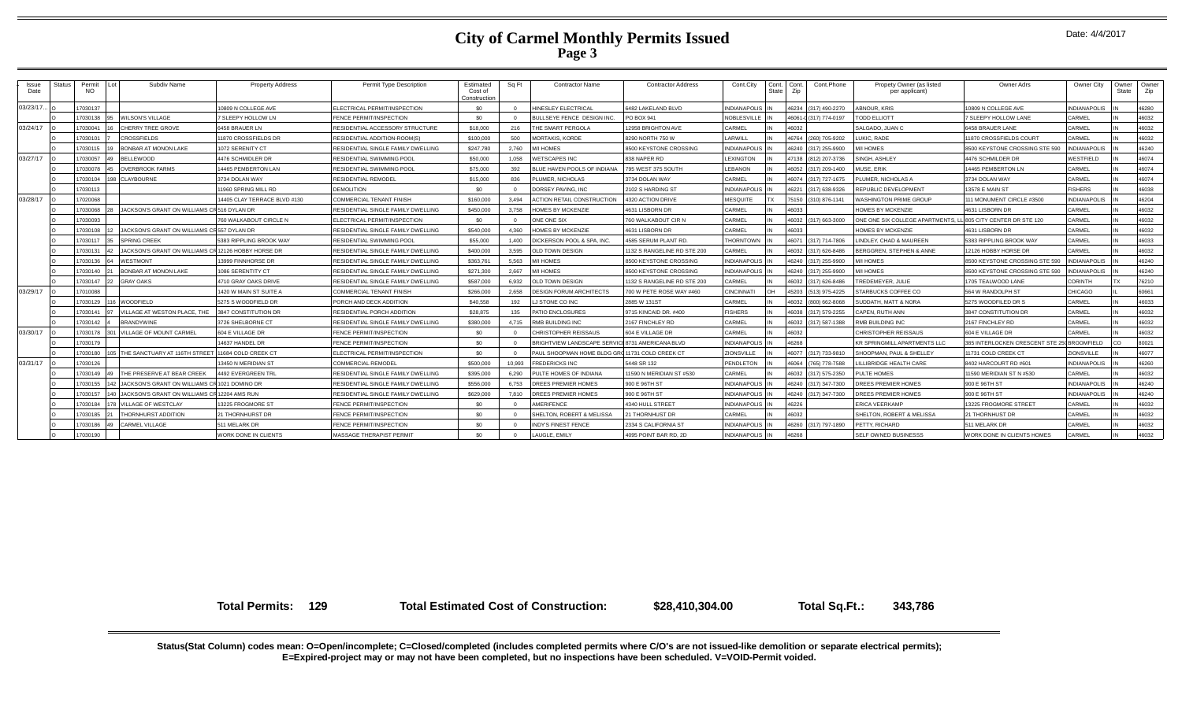# City of Carmel Monthly Permits Issued
## Page 3

Date: 4/4/2017

| Issue Date | Status | Permit NO | Lot | Subdiv Name | Property Address | Permit Type Description | Estimated Cost of Construction | Sq Ft | Contractor Name | Contractor Address | Cont.City | Cont. State | Cont. Zip | Cont.Phone | Propety Owner (as listed per applicant) | Owner Adrs | Owner City | Owner State | Owner Zip |
|---|---|---|---|---|---|---|---|---|---|---|---|---|---|---|---|---|---|---|---|
| 03/23/17... | O | 17030137 | | | 10809 N COLLEGE AVE | ELECTRICAL PERMIT/INSPECTION | $0 | 0 | HINESLEY ELECTRICAL | 6482 LAKELAND BLVD | INDIANAPOLIS | IN | 46234 | (317) 490-2270 | ABNOUR, KRIS | 10809 N COLLEGE AVE | INDIANAPOLIS | IN | 46280 |
| | O | 17030138 | 95 | WILSON'S VILLAGE | 7 SLEEPY HOLLOW LN | FENCE PERMIT/INSPECTION | $0 | 0 | BULLSEYE FENCE DESIGN INC. | PO BOX 941 | NOBLESVILLE | IN | 46061-0 | (317) 774-0197 | TODD ELLIOTT | 7 SLEEPY HOLLOW LANE | CARMEL | IN | 46032 |
| 03/24/17 | O | 17030041 | 16 | CHERRY TREE GROVE | 6458 BRAUER LN | RESIDENTIAL ACCESSORY STRUCTURE | $18,000 | 216 | THE SMART PERGOLA | 12958 BRIGHTON AVE | CARMEL | IN | 46032 | | SALGADO, JUAN C | 6458 BRAUER LANE | CARMEL | IN | 46032 |
| | O | 17030101 | 7 | CROSSFIELDS | 11870 CROSSFIELDS DR | RESIDENTIAL ADDITION-ROOM(S) | $100,000 | 500 | MORTAKIS, KORDE | 8290 NORTH 750 W | LARWILL | IN | 46764 | (260) 705-9202 | LUKIC, RADE | 11870 CROSSFIELDS COURT | CARMEL | IN | 46032 |
| | O | 17030115 | 19 | BONBAR AT MONON LAKE | 1072 SERENITY CT | RESIDENTIAL SINGLE FAMILY DWELLING | $247,780 | 2,760 | M/I HOMES | 8500 KEYSTONE CROSSING | INDIANAPOLIS | IN | 46240 | (317) 255-9900 | M/I HOMES | 8500 KEYSTONE CROSSING STE 590 | INDIANAPOLIS | IN | 46240 |
| 03/27/17 | O | 17030057 | 49 | BELLEWOOD | 4476 SCHMIDLER DR | RESIDENTIAL SWIMMING POOL | $50,000 | 1,058 | WETSCAPES INC | 838 NAPER RD | LEXINGTON | IN | 47138 | (812) 207-3736 | SINGH, ASHLEY | 4476 SCHMIDLER DR | WESTFIELD | IN | 46074 |
| | O | 17030078 | 45 | OVERBROOK FARMS | 14465 PEMBERTON LAN | RESIDENTIAL SWIMMING POOL | $75,000 | 392 | BLUE HAVEN POOLS OF INDIANA | 795 WEST 375 SOUTH | LEBANON | IN | 46052 | (317) 209-1400 | MUSE, ERIK | 14465 PEMBERTON LN | CARMEL | IN | 46074 |
| | O | 17030104 | 198 | CLAYBOURNE | 3734 DOLAN WAY | RESIDENTIAL REMODEL | $15,000 | 836 | PLUMER, NICHOLAS | 3734 DOLAN WAY | CARMEL | IN | 46074 | (317) 727-1675 | PLUMER, NICHOLAS A | 3734 DOLAN WAY | CARMEL | IN | 46074 |
| | O | 17030113 | | | 11960 SPRING MILL RD | DEMOLITION | $0 | 0 | DORSEY PAVING, INC | 2102 S HARDING ST | INDIANAPOLIS | IN | 46221 | (317) 638-9326 | REPUBLIC DEVELOPMENT | 13578 E MAIN ST | FISHERS | IN | 46038 |
| 03/28/17 | O | 17020068 | | | 14405 CLAY TERRACE BLVD #130 | COMMERCIAL TENANT FINISH | $160,000 | 3,494 | ACTION RETAIL CONSTRUCTION | 4320 ACTION DRIVE | MESQUITE | TX | 75150 | (310) 876-1141 | WASHINGTON PRIME GROUP | 111 MONUMENT CIRCLE #3500 | INDIANAPOLIS | IN | 46204 |
| | O | 17030068 | 28 | JACKSON'S GRANT ON WILLIAMS CR | 516 DYLAN DR | RESIDENTIAL SINGLE FAMILY DWELLING | $450,000 | 3,758 | HOMES BY MCKENZIE | 4631 LISBORN DR | CARMEL | IN | 46033 | | HOMES BY MCKENZIE | 4631 LISBORN DR | CARMEL | IN | 46032 |
| | O | 17030093 | | | 760 WALKABOUT CIRCLE N | ELECTRICAL PERMIT/INSPECTION | $0 | 0 | ONE ONE SIX | 760 WALKABOUT CIR N | CARMEL | IN | 46032 | (317) 663-3000 | ONE ONE SIX COLLEGE APARTMENTS, LL | 805 CITY CENTER DR STE 120 | CARMEL | IN | 46032 |
| | O | 17030108 | 12 | JACKSON'S GRANT ON WILLIAMS CR | 557 DYLAN DR | RESIDENTIAL SINGLE FAMILY DWELLING | $540,000 | 4,360 | HOMES BY MCKENZIE | 4631 LISBORN DR | CARMEL | IN | 46033 | | HOMES BY MCKENZIE | 4631 LISBORN DR | CARMEL | IN | 46032 |
| | O | 17030117 | 35 | SPRING CREEK | 5383 RIPPLING BROOK WAY | RESIDENTIAL SWIMMING POOL | $55,000 | 1,400 | DICKERSON POOL & SPA, INC. | 4585 SERUM PLANT RD. | THORNTOWN | IN | 46071 | (317) 714-7806 | LINDLEY, CHAD & MAUREEN | 5383 RIPPLING BROOK WAY | CARMEL | IN | 46033 |
| | O | 17030131 | 42 | JACKSON'S GRANT ON WILLIAMS CR | 12126 HOBBY HORSE DR | RESIDENTIAL SINGLE FAMILY DWELLING | $400,000 | 3,595 | OLD TOWN DESIGN | 1132 S RANGELINE RD STE 200 | CARMEL | IN | 46032 | (317) 626-8486 | BERGGREN, STEPHEN & ANNE | 12126 HOBBY HORSE DR | CARMEL | IN | 46032 |
| | O | 17030136 | 64 | WESTMONT | 13999 FINNHORSE DR | RESIDENTIAL SINGLE FAMILY DWELLING | $363,761 | 5,563 | M/I HOMES | 8500 KEYSTONE CROSSING | INDIANAPOLIS | IN | 46240 | (317) 255-9900 | M/I HOMES | 8500 KEYSTONE CROSSING STE 590 | INDIANAPOLIS | IN | 46240 |
| | O | 17030140 | 21 | BONBAR AT MONON LAKE | 1086 SERENITY CT | RESIDENTIAL SINGLE FAMILY DWELLING | $271,300 | 2,667 | M/I HOMES | 8500 KEYSTONE CROSSING | INDIANAPOLIS | IN | 46240 | (317) 255-9900 | M/I HOMES | 8500 KEYSTONE CROSSING STE 590 | INDIANAPOLIS | IN | 46240 |
| | O | 17030147 | 22 | GRAY OAKS | 4710 GRAY OAKS DRIVE | RESIDENTIAL SINGLE FAMILY DWELLING | $587,000 | 6,932 | OLD TOWN DESIGN | 1132 S RANGELINE RD STE 200 | CARMEL | IN | 46032 | (317) 626-8486 | TREDEMEYER, JULIE | 1705 TEALWOOD LANE | CORINTH | TX | 76210 |
| 03/29/17 | O | 17010088 | | | 1420 W MAIN ST SUITE A | COMMERCIAL TENANT FINISH | $266,000 | 2,658 | DESIGN FORUM ARCHITECTS | 700 W PETE ROSE WAY #460 | CINCINNATI | OH | 45203 | (513) 975-4225 | STARBUCKS COFFEE CO | 564 W RANDOLPH ST | CHICAGO | IL | 60661 |
| | O | 17030129 | 116 | WOODFIELD | 5275 S WOODFIELD DR | PORCH AND DECK ADDITION | $40,558 | 192 | LJ STONE CO INC | 2885 W 131ST | CARMEL | IN | 46032 | (800) 662-8068 | SUDDATH, MATT & NORA | 5275 WOODFILED DR S | CARMEL | IN | 46033 |
| | O | 17030141 | 97 | VILLAGE AT WESTON PLACE, THE | 3847 CONSTITUTION DR | RESIDENTIAL PORCH ADDITION | $28,875 | 135 | PATIO ENCLOSURES | 9715 KINCAID DR. #400 | FISHERS | IN | 46038 | (317) 579-2255 | CAPEN, RUTH ANN | 3847 CONSTITUTION DR | CARMEL | IN | 46032 |
| | O | 17030142 | 4 | BRANDYWINE | 3726 SHELBORNE CT | RESIDENTIAL SINGLE FAMILY DWELLING | $380,000 | 4,715 | RMB BUILDING INC | 2167 FINCHLEY RD | CARMEL | IN | 46032 | (317) 587-1388 | RMB BUILDING INC | 2167 FINCHLEY RD | CARMEL | IN | 46032 |
| 03/30/17 | O | 17030178 | 301 | VILLAGE OF MOUNT CARMEL | 604 E VILLAGE DR | FENCE PERMIT/INSPECTION | $0 | 0 | CHRISTOPHER REISSAUS | 604 E VILLAGE DR | CARMEL | IN | 46032 | | CHRISTOPHER REISSAUS | 604 E VILLAGE DR | CARMEL | IN | 46032 |
| | O | 17030179 | | | 14637 HANDEL DR | FENCE PERMIT/INSPECTION | $0 | 0 | BRIGHTVIEW LANDSCAPE SERVICE | 8731 AMERICANA BLVD | INDIANAPOLIS | IN | 46268 | | KR SPRINGMILL APARTMENTS LLC | 385 INTERLOCKEN CRESCENT STE 250 | BROOMFIELD | CO | 80021 |
| | O | 17030180 | 105 | THE SANCTUARY AT 116TH STREET | 11684 COLD CREEK CT | ELECTRICAL PERMIT/INSPECTION | $0 | 0 | PAUL SHOOPMAN HOME BLDG GRO | 11731 COLD CREEK CT | ZIONSVILLE | IN | 46077 | (317) 733-9810 | SHOOPMAN, PAUL & SHELLEY | 11731 COLD CREEK CT | ZIONSVILLE | IN | 46077 |
| 03/31/17 | O | 17030126 | | | 13450 N MERIDIAN ST | COMMERCIAL REMODEL | $500,000 | 10,993 | FREDERICKS INC | 5446 SR 132 | PENDLETON | IN | 46064 | (765) 778-7588 | LILLIBRIDGE HEALTH CARE | 8402 HARCOURT RD #601 | INDIANAPOLIS | IN | 46260 |
| | O | 17030149 | 49 | THE PRESERVE AT BEAR CREEK | 4492 EVERGREEN TRL | RESIDENTIAL SINGLE FAMILY DWELLING | $395,000 | 6,290 | PULTE HOMES OF INDIANA | 11590 N MERIDIAN ST #530 | CARMEL | IN | 46032 | (317) 575-2350 | PULTE HOMES | 11590 MERIDIAN ST N #530 | CARMEL | IN | 46032 |
| | O | 17030155 | 142 | JACKSON'S GRANT ON WILLIAMS CR | 1021 DOMINO DR | RESIDENTIAL SINGLE FAMILY DWELLING | $556,000 | 6,753 | DREES PREMIER HOMES | 900 E 96TH ST | INDIANAPOLIS | IN | 46240 | (317) 347-7300 | DREES PREMIER HOMES | 900 E 96TH ST | INDIANAPOLIS | IN | 46240 |
| | O | 17030157 | 140 | JACKSON'S GRANT ON WILLIAMS CR | 12204 AMS RUN | RESIDENTIAL SINGLE FAMILY DWELLING | $629,000 | 7,810 | DREES PREMIER HOMES | 900 E 96TH ST | INDIANAPOLIS | IN | 46240 | (317) 347-7300 | DREES PREMIER HOMES | 900 E 96TH ST | INDIANAPOLIS | IN | 46240 |
| | O | 17030184 | 178 | VILLAGE OF WESTCLAY | 13225 FROGMORE ST | FENCE PERMIT/INSPECTION | $0 | 0 | AMERIFENCE | 4340 HULL STREET | INDIANAPOLIS | IN | 46226 | | ERICA VEERKAMP | 13225 FROGMORE STREET | CARMEL | IN | 46032 |
| | O | 17030185 | 21 | THORNHURST ADDITION | 21 THORNHURST DR | FENCE PERMIT/INSPECTION | $0 | 0 | SHELTON, ROBERT & MELISSA | 21 THORNHUST DR | CARMEL | IN | 46032 | | SHELTON, ROBERT & MELISSA | 21 THORNHUST DR | CARMEL | IN | 46032 |
| | O | 17030186 | 49 | CARMEL VILLAGE | 511 MELARK DR | FENCE PERMIT/INSPECTION | $0 | 0 | INDY'S FINEST FENCE | 2334 S CALIFORNIA ST | INDIANAPOLIS | IN | 46260 | (317) 797-1890 | PETTY, RICHARD | 511 MELARK DR | CARMEL | IN | 46032 |
| | O | 17030190 | | | WORK DONE IN CLIENTS | MASSAGE THERAPIST PERMIT | $0 | 0 | LAUGLE, EMILY | 4095 POINT BAR RD, 2D | INDIANAPOLIS | IN | 46268 | | SELF OWNED BUSINESSS | WORK DONE IN CLIENTS HOMES | CARMEL | IN | 46032 |

**Total Permits: 129** **Total Estimated Cost of Construction: $28,410,304.00** **Total Sq.Ft.: 343,786**

**Status(Stat Column) codes mean: O=Open/incomplete; C=Closed/completed (includes completed permits where C/O's are not issued-like demolition or separate electrical permits); E=Expired-project may or may not have been completed, but no inspections have been scheduled. V=VOID-Permit voided.**